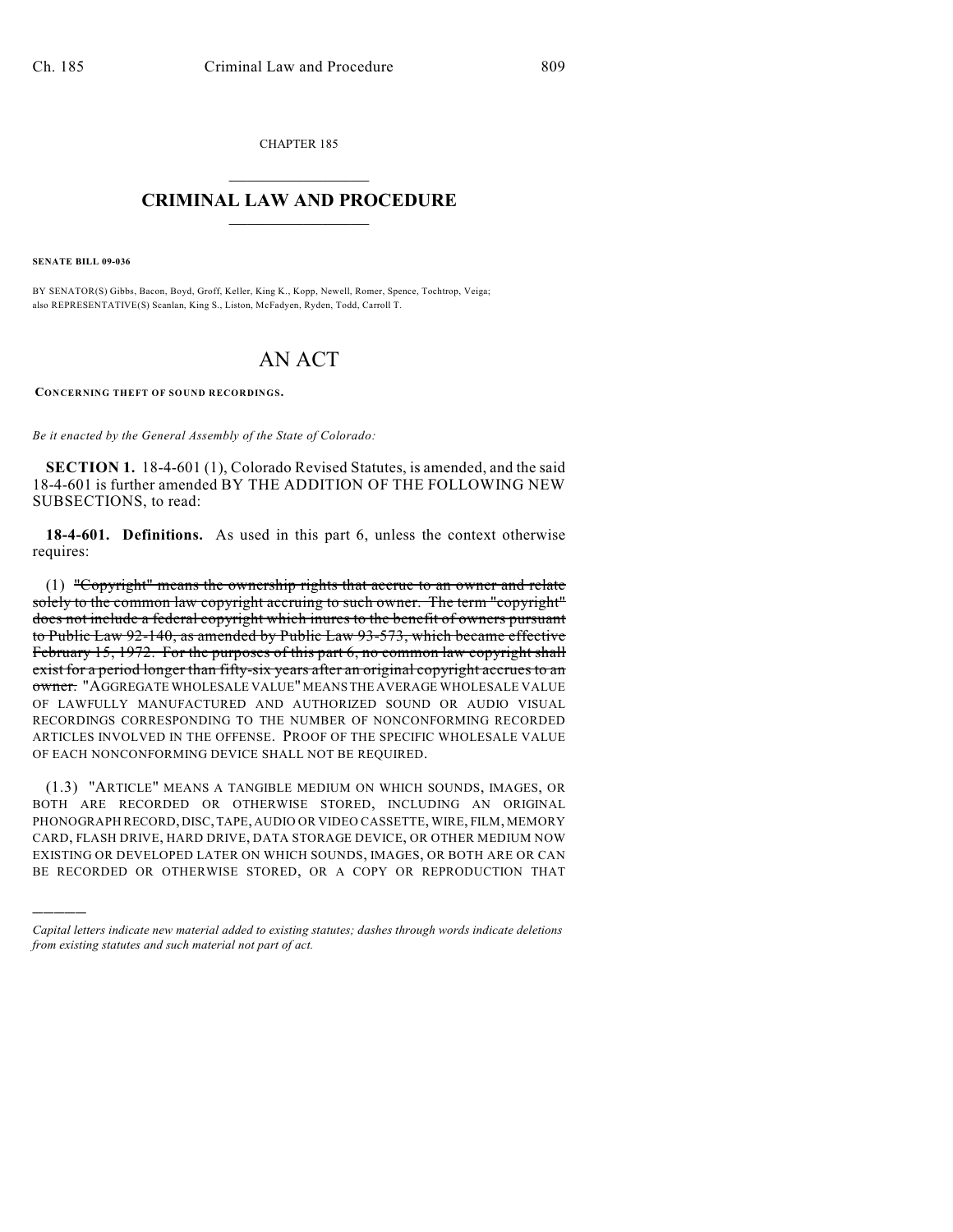CHAPTER 185

# CRIMINAL LAW AND PROCEDURE

**SENATE BILL 09-036**

BY SENATOR(S) Gibbs, Bacon, Boyd, Groff, Keller, King K., Kopp, Newell, Romer, Spence, Tochtrop, Veiga; also REPRESENTATIVE(S) Scanlan, King S., Liston, McFadyen, Ryden, Todd, Carroll T.

# AN ACT

**CONCERNING THEFT OF SOUND RECORDINGS.**

*Be it enacted by the General Assembly of the State of Colorado:*

**SECTION 1.** 18-4-601 (1), Colorado Revised Statutes, is amended, and the said 18-4-601 is further amended BY THE ADDITION OF THE FOLLOWING NEW SUBSECTIONS, to read:

**18-4-601. Definitions.** As used in this part 6, unless the context otherwise requires:

(1) ~~"Copyright" means the ownership rights that accrue to an owner and relate solely to the common law copyright accruing to such owner. The term "copyright" does not include a federal copyright which inures to the benefit of owners pursuant to Public Law 92-140, as amended by Public Law 93-573, which became effective February 15, 1972. For the purposes of this part 6, no common law copyright shall exist for a period longer than fifty-six years after an original copyright accrues to an owner.~~ "AGGREGATE WHOLESALE VALUE" MEANS THE AVERAGE WHOLESALE VALUE OF LAWFULLY MANUFACTURED AND AUTHORIZED SOUND OR AUDIO VISUAL RECORDINGS CORRESPONDING TO THE NUMBER OF NONCONFORMING RECORDED ARTICLES INVOLVED IN THE OFFENSE. PROOF OF THE SPECIFIC WHOLESALE VALUE OF EACH NONCONFORMING DEVICE SHALL NOT BE REQUIRED.

(1.3) "ARTICLE" MEANS A TANGIBLE MEDIUM ON WHICH SOUNDS, IMAGES, OR BOTH ARE RECORDED OR OTHERWISE STORED, INCLUDING AN ORIGINAL PHONOGRAPH RECORD, DISC, TAPE, AUDIO OR VIDEO CASSETTE, WIRE, FILM, MEMORY CARD, FLASH DRIVE, HARD DRIVE, DATA STORAGE DEVICE, OR OTHER MEDIUM NOW EXISTING OR DEVELOPED LATER ON WHICH SOUNDS, IMAGES, OR BOTH ARE OR CAN BE RECORDED OR OTHERWISE STORED, OR A COPY OR REPRODUCTION THAT

---

*Capital letters indicate new material added to existing statutes; dashes through words indicate deletions from existing statutes and such material not part of act.*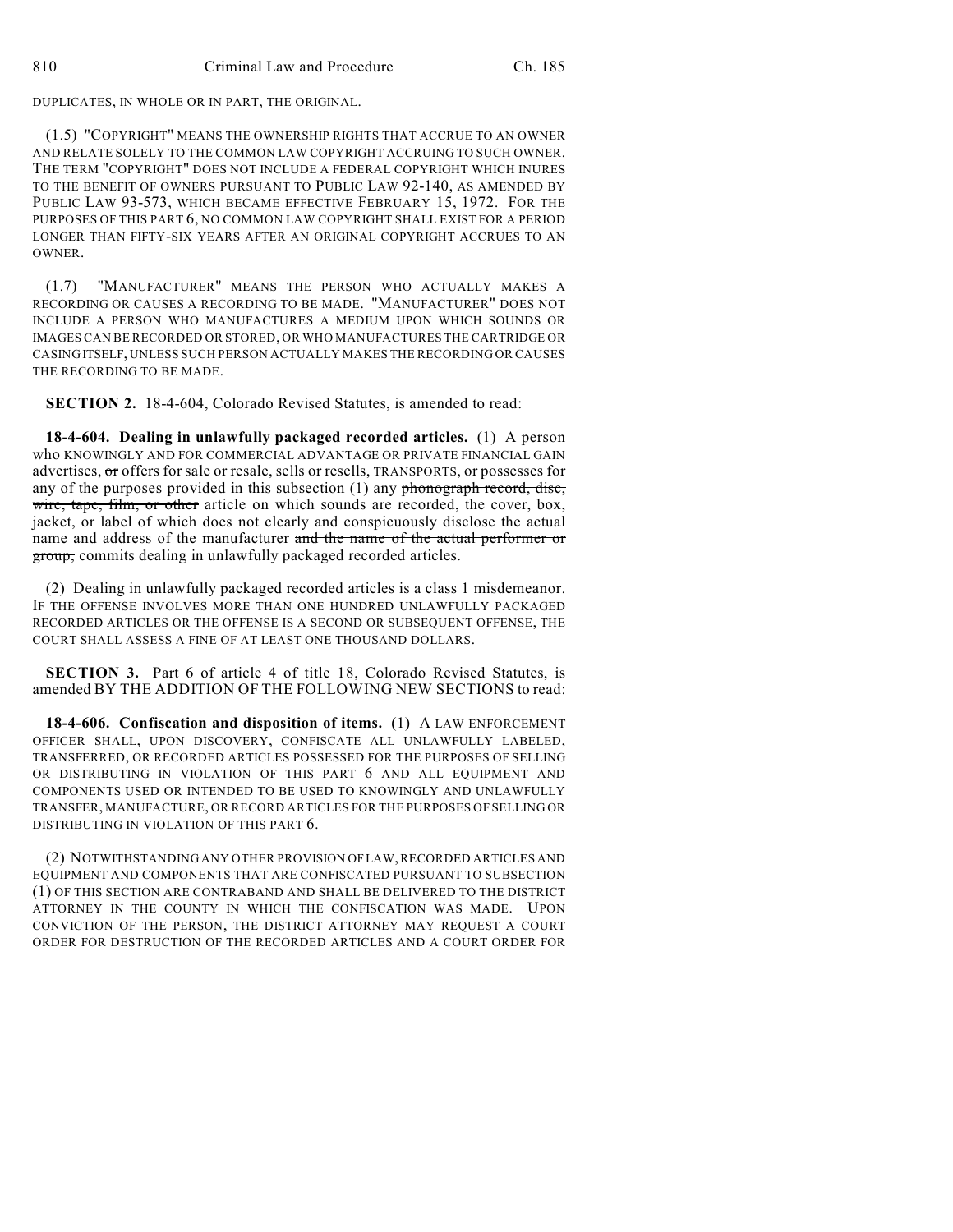DUPLICATES, IN WHOLE OR IN PART, THE ORIGINAL.

(1.5) "COPYRIGHT" MEANS THE OWNERSHIP RIGHTS THAT ACCRUE TO AN OWNER AND RELATE SOLELY TO THE COMMON LAW COPYRIGHT ACCRUING TO SUCH OWNER. THE TERM "COPYRIGHT" DOES NOT INCLUDE A FEDERAL COPYRIGHT WHICH INURES TO THE BENEFIT OF OWNERS PURSUANT TO PUBLIC LAW 92-140, AS AMENDED BY PUBLIC LAW 93-573, WHICH BECAME EFFECTIVE FEBRUARY 15, 1972. FOR THE PURPOSES OF THIS PART 6, NO COMMON LAW COPYRIGHT SHALL EXIST FOR A PERIOD LONGER THAN FIFTY-SIX YEARS AFTER AN ORIGINAL COPYRIGHT ACCRUES TO AN OWNER.

(1.7) "MANUFACTURER" MEANS THE PERSON WHO ACTUALLY MAKES A RECORDING OR CAUSES A RECORDING TO BE MADE. "MANUFACTURER" DOES NOT INCLUDE A PERSON WHO MANUFACTURES A MEDIUM UPON WHICH SOUNDS OR IMAGES CAN BE RECORDED OR STORED, OR WHO MANUFACTURES THE CARTRIDGE OR CASING ITSELF, UNLESS SUCH PERSON ACTUALLY MAKES THE RECORDING OR CAUSES THE RECORDING TO BE MADE.

**SECTION 2.** 18-4-604, Colorado Revised Statutes, is amended to read:

**18-4-604. Dealing in unlawfully packaged recorded articles.** (1) A person who KNOWINGLY AND FOR COMMERCIAL ADVANTAGE OR PRIVATE FINANCIAL GAIN advertises, ~~or~~ offers for sale or resale, sells or resells, TRANSPORTS, or possesses for any of the purposes provided in this subsection (1) any ~~phonograph record, disc, wire, tape, film, or other~~ article on which sounds are recorded, the cover, box, jacket, or label of which does not clearly and conspicuously disclose the actual name and address of the manufacturer ~~and the name of the actual performer or group,~~ commits dealing in unlawfully packaged recorded articles.

(2) Dealing in unlawfully packaged recorded articles is a class 1 misdemeanor. IF THE OFFENSE INVOLVES MORE THAN ONE HUNDRED UNLAWFULLY PACKAGED RECORDED ARTICLES OR THE OFFENSE IS A SECOND OR SUBSEQUENT OFFENSE, THE COURT SHALL ASSESS A FINE OF AT LEAST ONE THOUSAND DOLLARS.

**SECTION 3.** Part 6 of article 4 of title 18, Colorado Revised Statutes, is amended BY THE ADDITION OF THE FOLLOWING NEW SECTIONS to read:

**18-4-606. Confiscation and disposition of items.** (1) A LAW ENFORCEMENT OFFICER SHALL, UPON DISCOVERY, CONFISCATE ALL UNLAWFULLY LABELED, TRANSFERRED, OR RECORDED ARTICLES POSSESSED FOR THE PURPOSES OF SELLING OR DISTRIBUTING IN VIOLATION OF THIS PART 6 AND ALL EQUIPMENT AND COMPONENTS USED OR INTENDED TO BE USED TO KNOWINGLY AND UNLAWFULLY TRANSFER, MANUFACTURE, OR RECORD ARTICLES FOR THE PURPOSES OF SELLING OR DISTRIBUTING IN VIOLATION OF THIS PART 6.

(2) NOTWITHSTANDING ANY OTHER PROVISION OF LAW, RECORDED ARTICLES AND EQUIPMENT AND COMPONENTS THAT ARE CONFISCATED PURSUANT TO SUBSECTION (1) OF THIS SECTION ARE CONTRABAND AND SHALL BE DELIVERED TO THE DISTRICT ATTORNEY IN THE COUNTY IN WHICH THE CONFISCATION WAS MADE. UPON CONVICTION OF THE PERSON, THE DISTRICT ATTORNEY MAY REQUEST A COURT ORDER FOR DESTRUCTION OF THE RECORDED ARTICLES AND A COURT ORDER FOR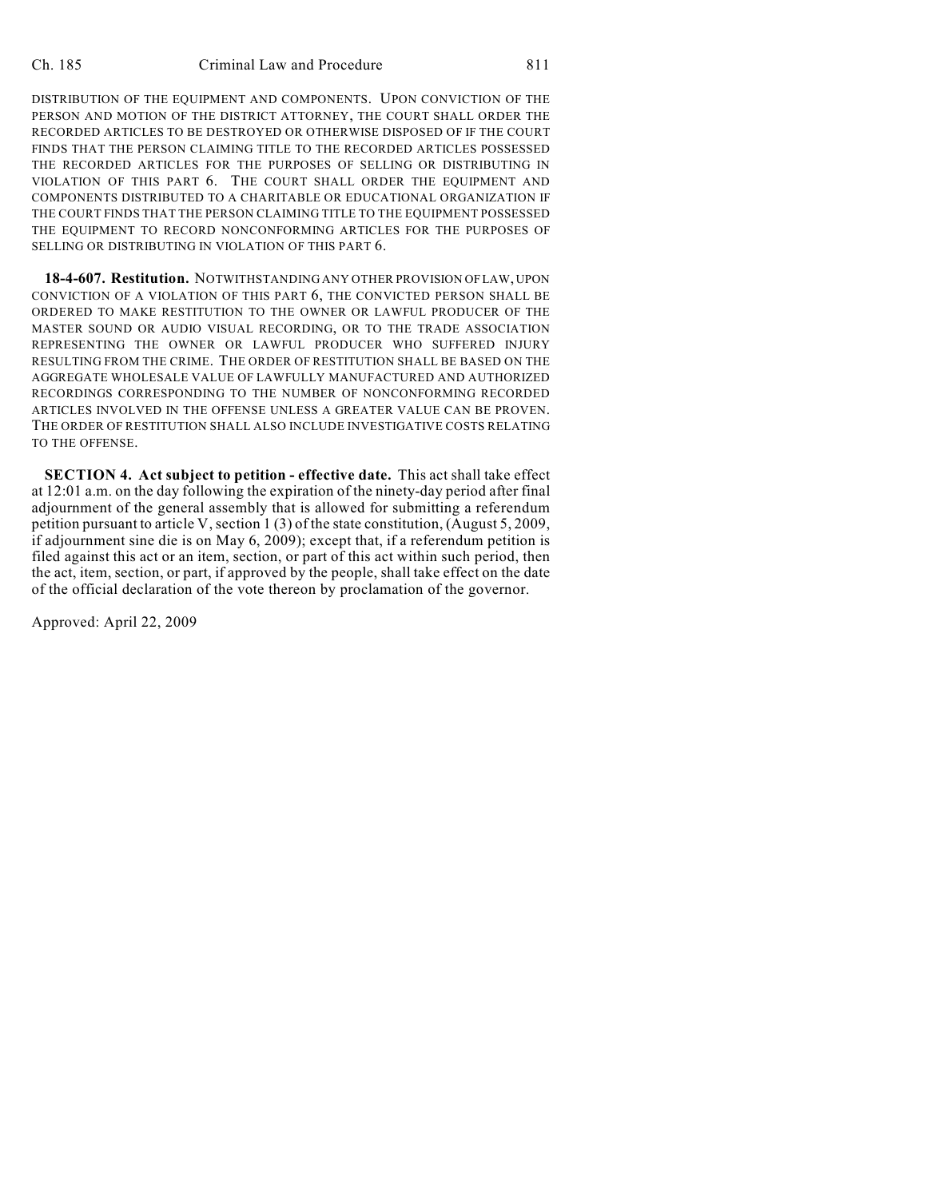DISTRIBUTION OF THE EQUIPMENT AND COMPONENTS. UPON CONVICTION OF THE PERSON AND MOTION OF THE DISTRICT ATTORNEY, THE COURT SHALL ORDER THE RECORDED ARTICLES TO BE DESTROYED OR OTHERWISE DISPOSED OF IF THE COURT FINDS THAT THE PERSON CLAIMING TITLE TO THE RECORDED ARTICLES POSSESSED THE RECORDED ARTICLES FOR THE PURPOSES OF SELLING OR DISTRIBUTING IN VIOLATION OF THIS PART 6. THE COURT SHALL ORDER THE EQUIPMENT AND COMPONENTS DISTRIBUTED TO A CHARITABLE OR EDUCATIONAL ORGANIZATION IF THE COURT FINDS THAT THE PERSON CLAIMING TITLE TO THE EQUIPMENT POSSESSED THE EQUIPMENT TO RECORD NONCONFORMING ARTICLES FOR THE PURPOSES OF SELLING OR DISTRIBUTING IN VIOLATION OF THIS PART 6.

**18-4-607. Restitution.** NOTWITHSTANDING ANY OTHER PROVISION OF LAW, UPON CONVICTION OF A VIOLATION OF THIS PART 6, THE CONVICTED PERSON SHALL BE ORDERED TO MAKE RESTITUTION TO THE OWNER OR LAWFUL PRODUCER OF THE MASTER SOUND OR AUDIO VISUAL RECORDING, OR TO THE TRADE ASSOCIATION REPRESENTING THE OWNER OR LAWFUL PRODUCER WHO SUFFERED INJURY RESULTING FROM THE CRIME. THE ORDER OF RESTITUTION SHALL BE BASED ON THE AGGREGATE WHOLESALE VALUE OF LAWFULLY MANUFACTURED AND AUTHORIZED RECORDINGS CORRESPONDING TO THE NUMBER OF NONCONFORMING RECORDED ARTICLES INVOLVED IN THE OFFENSE UNLESS A GREATER VALUE CAN BE PROVEN. THE ORDER OF RESTITUTION SHALL ALSO INCLUDE INVESTIGATIVE COSTS RELATING TO THE OFFENSE.

**SECTION 4. Act subject to petition - effective date.** This act shall take effect at 12:01 a.m. on the day following the expiration of the ninety-day period after final adjournment of the general assembly that is allowed for submitting a referendum petition pursuant to article V, section 1 (3) of the state constitution, (August 5, 2009, if adjournment sine die is on May 6, 2009); except that, if a referendum petition is filed against this act or an item, section, or part of this act within such period, then the act, item, section, or part, if approved by the people, shall take effect on the date of the official declaration of the vote thereon by proclamation of the governor.

Approved: April 22, 2009